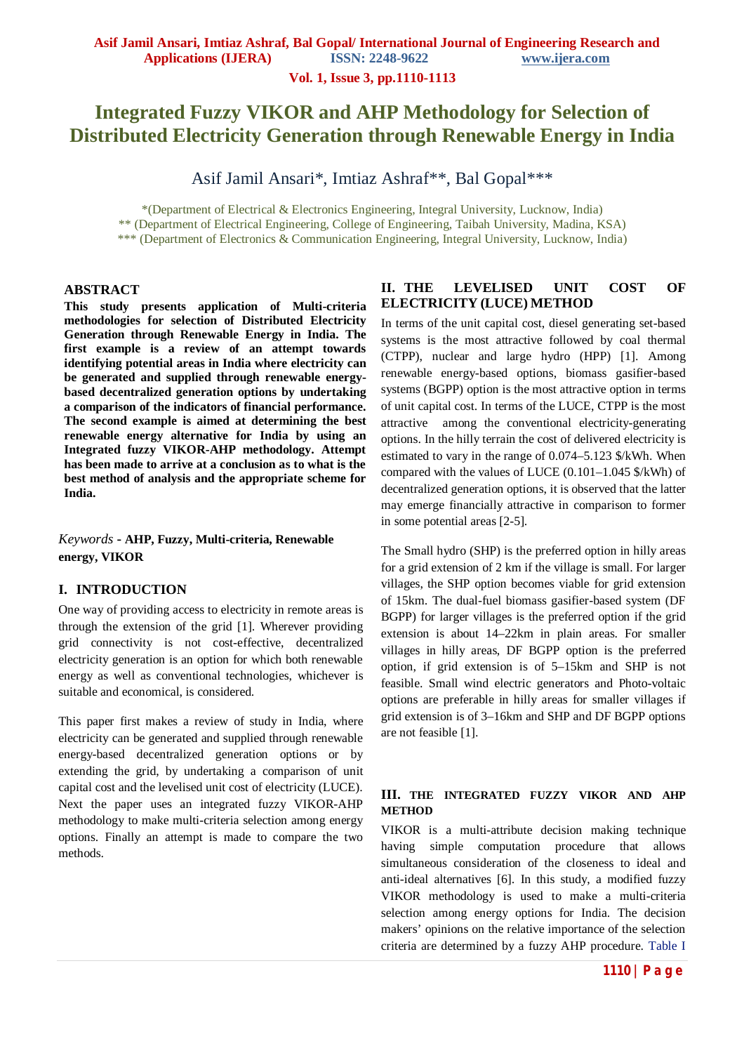# Integrated Fuzzy VIKOR and AHP Methodology for Selection of Distributed Electricity Generation through Renewable Energy in India

Asif Jamil Ansari*, Imtiaz Ashraf**, Bal Gopal***

*(Department of Electrical & Electronics Engineering, Integral University, Lucknow, India)
** (Department of Electrical Engineering, College of Engineering, Taibah University, Madina, KSA)
*** (Department of Electronics & Communication Engineering, Integral University, Lucknow, India)

## ABSTRACT

**This study presents application of Multi-criteria methodologies for selection of Distributed Electricity Generation through Renewable Energy in India. The first example is a review of an attempt towards identifying potential areas in India where electricity can be generated and supplied through renewable energy-based decentralized generation options by undertaking a comparison of the indicators of financial performance. The second example is aimed at determining the best renewable energy alternative for India by using an Integrated fuzzy VIKOR-AHP methodology. Attempt has been made to arrive at a conclusion as to what is the best method of analysis and the appropriate scheme for India.**

*Keywords* - **AHP, Fuzzy, Multi-criteria, Renewable energy, VIKOR**

## I. INTRODUCTION

One way of providing access to electricity in remote areas is through the extension of the grid [1]. Wherever providing grid connectivity is not cost-effective, decentralized electricity generation is an option for which both renewable energy as well as conventional technologies, whichever is suitable and economical, is considered.

This paper first makes a review of study in India, where electricity can be generated and supplied through renewable energy-based decentralized generation options or by extending the grid, by undertaking a comparison of unit capital cost and the levelised unit cost of electricity (LUCE). Next the paper uses an integrated fuzzy VIKOR-AHP methodology to make multi-criteria selection among energy options. Finally an attempt is made to compare the two methods.

## II. THE LEVELISED UNIT COST OF ELECTRICITY (LUCE) METHOD

In terms of the unit capital cost, diesel generating set-based systems is the most attractive followed by coal thermal (CTPP), nuclear and large hydro (HPP) [1]. Among renewable energy-based options, biomass gasifier-based systems (BGPP) option is the most attractive option in terms of unit capital cost. In terms of the LUCE, CTPP is the most attractive among the conventional electricity-generating options. In the hilly terrain the cost of delivered electricity is estimated to vary in the range of 0.074–5.123 $/kWh. When compared with the values of LUCE (0.101–1.045 $/kWh) of decentralized generation options, it is observed that the latter may emerge financially attractive in comparison to former in some potential areas [2-5].

The Small hydro (SHP) is the preferred option in hilly areas for a grid extension of 2 km if the village is small. For larger villages, the SHP option becomes viable for grid extension of 15km. The dual-fuel biomass gasifier-based system (DF BGPP) for larger villages is the preferred option if the grid extension is about 14–22km in plain areas. For smaller villages in hilly areas, DF BGPP option is the preferred option, if grid extension is of 5–15km and SHP is not feasible. Small wind electric generators and Photo-voltaic options are preferable in hilly areas for smaller villages if grid extension is of 3–16km and SHP and DF BGPP options are not feasible [1].

## III. THE INTEGRATED FUZZY VIKOR AND AHP METHOD

VIKOR is a multi-attribute decision making technique having simple computation procedure that allows simultaneous consideration of the closeness to ideal and anti-ideal alternatives [6]. In this study, a modified fuzzy VIKOR methodology is used to make a multi-criteria selection among energy options for India. The decision makers' opinions on the relative importance of the selection criteria are determined by a fuzzy AHP procedure. Table I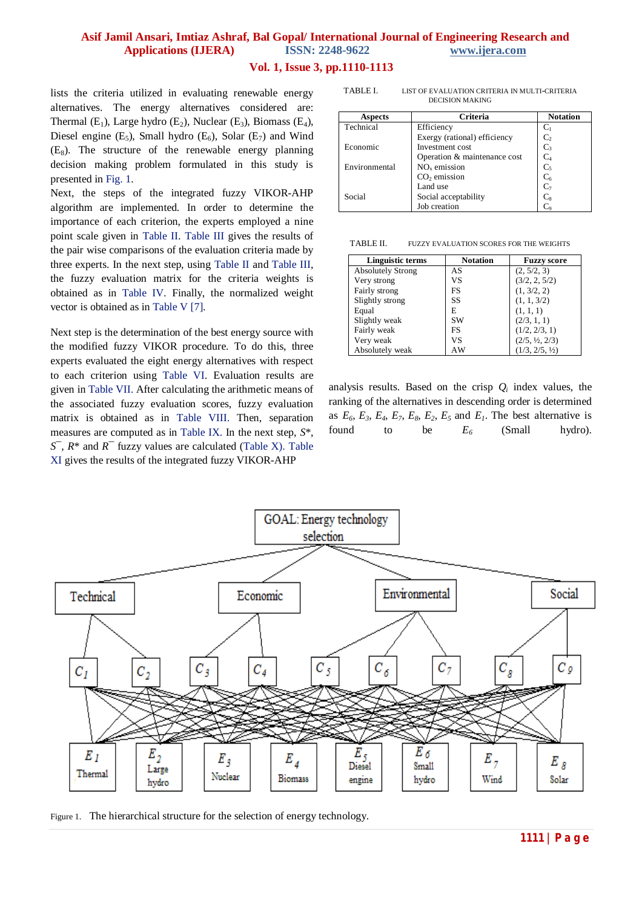lists the criteria utilized in evaluating renewable energy alternatives. The energy alternatives considered are: Thermal ($E_1$), Large hydro ($E_2$), Nuclear ($E_3$), Biomass ($E_4$), Diesel engine ($E_5$), Small hydro ($E_6$), Solar ($E_7$) and Wind ($E_8$). The structure of the renewable energy planning decision making problem formulated in this study is presented in Fig. 1.

Next, the steps of the integrated fuzzy VIKOR-AHP algorithm are implemented. In order to determine the importance of each criterion, the experts employed a nine point scale given in Table II. Table III gives the results of the pair wise comparisons of the evaluation criteria made by three experts. In the next step, using Table II and Table III, the fuzzy evaluation matrix for the criteria weights is obtained as in Table IV. Finally, the normalized weight vector is obtained as in Table V [7].

Next step is the determination of the best energy source with the modified fuzzy VIKOR procedure. To do this, three experts evaluated the eight energy alternatives with respect to each criterion using Table VI. Evaluation results are given in Table VII. After calculating the arithmetic means of the associated fuzzy evaluation scores, fuzzy evaluation matrix is obtained as in Table VIII. Then, separation measures are computed as in Table IX. In the next step, $S^*$, $S^-$, $R^*$ and $R^-$ fuzzy values are calculated (Table X). Table XI gives the results of the integrated fuzzy VIKOR-AHP analysis results. Based on the crisp $Q_i$ index values, the ranking of the alternatives in descending order is determined as $E_6$, $E_3$, $E_4$, $E_7$, $E_8$, $E_2$, $E_5$ and $E_1$. The best alternative is found to be $E_6$ (Small hydro).

TABLE I. LIST OF EVALUATION CRITERIA IN MULTI-CRITERIA DECISION MAKING

| Aspects | Criteria | Notation |
|---|---|---|
| Technical | Efficiency | $C_1$ |
| | Exergy (rational) efficiency | $C_2$ |
| Economic | Investment cost | $C_3$ |
| | Operation & maintenance cost | $C_4$ |
| Environmental | $NO_x$ emission | $C_5$ |
| | $CO_2$ emission | $C_6$ |
| | Land use | $C_7$ |
| Social | Social acceptability | $C_8$ |
| | Job creation | $C_9$ |

TABLE II. FUZZY EVALUATION SCORES FOR THE WEIGHTS

| Linguistic terms | Notation | Fuzzy score |
|---|---|---|
| Absolutely Strong | AS | (2, 5/2, 3) |
| Very strong | VS | (3/2, 2, 5/2) |
| Fairly strong | FS | (1, 3/2, 2) |
| Slightly strong | SS | (1, 1, 3/2) |
| Equal | E | (1, 1, 1) |
| Slightly weak | SW | (2/3, 1, 1) |
| Fairly weak | FS | (1/2, 2/3, 1) |
| Very weak | VS | (2/5, ½, 2/3) |
| Absolutely weak | AW | (1/3, 2/5, ½) |

Figure 1. The hierarchical structure for the selection of energy technology.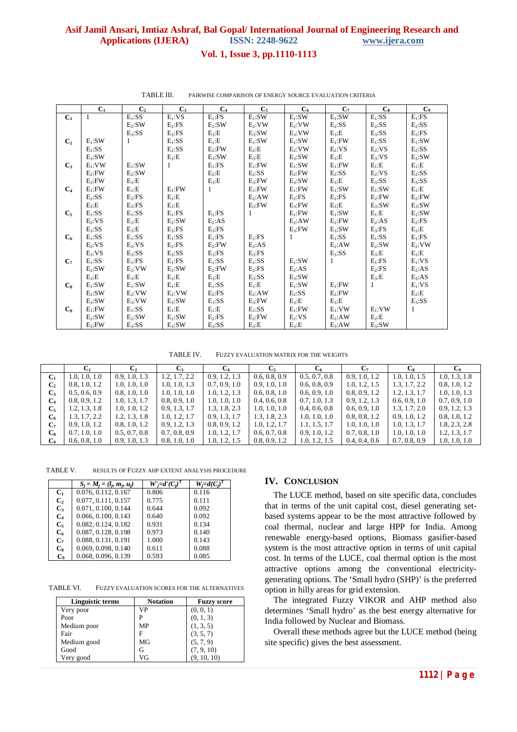TABLE III. PAIRWISE COMPARISON OF ENERGY SOURCE EVALUATION CRITERIA

| | $C_1$ | $C_2$ | $C_3$ | $C_4$ | $C_5$ | $C_6$ | $C_7$ | $C_8$ | $C_9$ |
|---|---|---|---|---|---|---|---|---|---|
| $C_1$ | 1 | $E_1$:SS<br>$E_2$:SW<br>$E_3$:SS | $E_1$:VS<br>$E_2$:FS<br>$E_3$:FS | $E_1$:FS<br>$E_2$:SW<br>$E_3$:E | $E_1$:SW<br>$E_2$:VW<br>$E_3$:SW | $E_1$:SW<br>$E_2$:VW<br>$E_3$:VW | $E_1$:SW<br>$E_2$:SS<br>$E_3$:E | $E_1$:SS<br>$E_2$:SS<br>$E_3$:SS | $E_1$:FS<br>$E_2$:SS<br>$E_3$:FS |
| $C_2$ | $E_1$:SW<br>$E_2$:SS<br>$E_3$:SW | 1 | $E_1$:SS<br>$E_2$:SS<br>$E_3$:E | $E_1$:E<br>$E_2$:FW<br>$E_3$:SW | $E_1$:SW<br>$E_2$:E<br>$E_3$:E | $E_1$:SW<br>$E_2$:VW<br>$E_3$:SW | $E_1$:FW<br>$E_2$:VS<br>$E_3$:E | $E_1$:SS<br>$E_2$:VS<br>$E_3$:VS | $E_1$:SW<br>$E_2$:SS<br>$E_3$:SW |
| $C_3$ | $E_1$:VW<br>$E_2$:FW<br>$E_3$:FW | $E_1$:SW<br>$E_2$:SW<br>$E_3$:E | 1 | $E_1$:FS<br>$E_2$:E<br>$E_3$:E | $E_1$:FW<br>$E_2$:SS<br>$E_3$:FW | $E_1$:SW<br>$E_2$:FW<br>$E_3$:SW | $E_1$:FW<br>$E_2$:SS<br>$E_3$:E | $E_1$:E<br>$E_2$:VS<br>$E_3$:SS | $E_1$:E<br>$E_2$:SS<br>$E_3$:SS |
| $C_4$ | $E_1$:FW<br>$E_2$:SS<br>$E_3$:E | $E_1$:E<br>$E_2$:FS<br>$E_3$:FS | $E_1$:FW<br>$E_2$:E<br>$E_3$:E | 1 | $E_1$:FW<br>$E_2$:AW<br>$E_3$:FW | $E_1$:FW<br>$E_2$:FS<br>$E_3$:FW | $E_1$:SW<br>$E_2$:FS<br>$E_3$:E | $E_1$:SW<br>$E_2$:FW<br>$E_3$:SW | $E_1$:E<br>$E_2$:FW<br>$E_3$:SW |
| $C_5$ | $E_1$:SS<br>$E_2$:VS<br>$E_3$:SS | $E_1$:SS<br>$E_2$:E<br>$E_3$:E | $E_1$:FS<br>$E_2$:SW<br>$E_3$:FS | $E_1$:FS<br>$E_2$:AS<br>$E_3$:FS | 1 | $E_1$:FW<br>$E_2$:AW<br>$E_3$:FW | $E_1$:SW<br>$E_2$:FW<br>$E_3$:SW | $E_1$:E<br>$E_2$:AS<br>$E_3$:FS | $E_1$:SW<br>$E_2$:FS<br>$E_3$:E |
| $C_6$ | $E_1$:SS<br>$E_2$:VS<br>$E_3$:VS | $E_1$:SS<br>$E_2$:VS<br>$E_3$:SS | $E_1$:SS<br>$E_2$:FS<br>$E_3$:SS | $E_1$:FS<br>$E_2$:FW<br>$E_3$:FS | $E_1$:FS<br>$E_2$:AS<br>$E_3$:FS | 1 | $E_1$:SS<br>$E_2$:AW<br>$E_3$:SS | $E_1$:SS<br>$E_2$:SW<br>$E_3$:E | $E_1$:FS<br>$E_2$:VW<br>$E_3$:E |
| $C_7$ | $E_1$:SS<br>$E_2$:SW<br>$E_3$:E | $E_1$:FS<br>$E_2$:VW<br>$E_3$:E | $E_1$:FS<br>$E_2$:SW<br>$E_3$:E | $E_1$:SS<br>$E_2$:FW<br>$E_3$:E | $E_1$:SS<br>$E_2$:FS<br>$E_3$:SS | $E_1$:SW<br>$E_2$:AS<br>$E_3$:SW | 1 | $E_1$:FS<br>$E_2$:FS<br>$E_3$:E | $E_1$:VS<br>$E_2$:AS<br>$E_3$:AS |
| $C_8$ | $E_1$:SW<br>$E_2$:SW<br>$E_3$:SW | $E_1$:SW<br>$E_2$:VW<br>$E_3$:VW | $E_1$:E<br>$E_2$:VW<br>$E_3$:SW | $E_1$:SS<br>$E_2$:FS<br>$E_3$:SS | $E_1$:E<br>$E_2$:AW<br>$E_3$:FW | $E_1$:SW<br>$E_2$:SS<br>$E_3$:E | $E_1$:FW<br>$E_2$:FW<br>$E_3$:E | 1 | $E_1$:VS<br>$E_2$:E<br>$E_3$:SS |
| $C_9$ | $E_1$:FW<br>$E_2$:SW<br>$E_3$:FW | $E_1$:SS<br>$E_2$:SW<br>$E_3$:SS | $E_1$:E<br>$E_2$:SW<br>$E_3$:SW | $E_1$:E<br>$E_2$:FS<br>$E_3$:SS | $E_1$:SS<br>$E_2$:FW<br>$E_3$:E | $E_1$:FW<br>$E_2$:VS<br>$E_3$:E | $E_1$:VW<br>$E_2$:AW<br>$E_3$:AW | $E_1$:VW<br>$E_2$:E<br>$E_3$:SW | 1 |

TABLE IV. FUZZY EVALUATION MATRIX FOR THE WEIGHTS

| | $C_1$ | $C_2$ | $C_3$ | $C_4$ | $C_5$ | $C_6$ | $C_7$ | $C_8$ | $C_9$ |
|---|---|---|---|---|---|---|---|---|---|
| $C_1$ | 1.0, 1.0, 1.0 | 0.9, 1.0, 1.3 | 1.2, 1.7, 2.2 | 0.9, 1.2, 1.3 | 0.6, 0.8, 0.9 | 0.5, 0.7, 0.8 | 0.9, 1.0, 1.2 | 1.0, 1.0, 1.5 | 1.0, 1.3, 1.8 |
| $C_2$ | 0.8, 1.0, 1.2 | 1.0, 1.0, 1.0 | 1.0, 1.0, 1.3 | 0.7, 0.9, 1.0 | 0.9, 1.0, 1.0 | 0.6, 0.8, 0.9 | 1.0, 1.2, 1.5 | 1.3, 1.7, 2.2 | 0.8, 1.0, 1.2 |
| $C_3$ | 0.5, 0.6, 0.9 | 0.8, 1.0, 1.0 | 1.0, 1.0, 1.0 | 1.0, 1.2, 1.3 | 0.6, 0.8, 1.0 | 0.6, 0.9, 1.0 | 0.8, 0.9, 1.2 | 1.2, 1.3, 1.7 | 1.0, 1.0, 1.3 |
| $C_4$ | 0.8, 0.9, 1.2 | 1.0, 1.3, 1.7 | 0.8, 0.9, 1.0 | 1.0, 1.0, 1.0 | 0.4, 0.6, 0.8 | 0.7, 1.0, 1.3 | 0.9, 1.2, 1.3 | 0.6, 0.9, 1.0 | 0.7, 0.9, 1.0 |
| $C_5$ | 1.2, 1.3, 1.8 | 1.0, 1.0, 1.2 | 0.9, 1.3, 1.7 | 1.3, 1.8, 2.3 | 1.0, 1.0, 1.0 | 0.4, 0.6, 0.8 | 0.6, 0.9, 1.0 | 1.3, 1.7, 2.0 | 0.9, 1.2, 1.3 |
| $C_6$ | 1.3, 1.7, 2.2 | 1.2, 1.3, 1.8 | 1.0, 1.2, 1.7 | 0.9, 1.3, 1.7 | 1.3, 1.8, 2.3 | 1.0, 1.0, 1.0 | 0.8, 0.8, 1.2 | 0.9, 1.0, 1.2 | 0.8, 1.0, 1.2 |
| $C_7$ | 0.9, 1.0, 1.2 | 0.8, 1.0, 1.2 | 0.9, 1.2, 1.3 | 0.8, 0.9, 1.2 | 1.0, 1.2, 1.7 | 1.1, 1.5, 1.7 | 1.0, 1.0, 1.0 | 1.0, 1.3, 1.7 | 1.8, 2.3, 2.8 |
| $C_8$ | 0.7, 1.0, 1.0 | 0.5, 0.7, 0.8 | 0.7, 0.8, 0.9 | 1.0, 1.2, 1.7 | 0.6, 0.7, 0.8 | 0.9, 1.0, 1.2 | 0.7, 0.8, 1.0 | 1.0, 1.0, 1.0 | 1.2, 1.3, 1.7 |
| $C_9$ | 0.6, 0.8, 1.0 | 0.9, 1.0, 1.3 | 0.8, 1.0, 1.0 | 1.0, 1.2, 1.5 | 0.8, 0.9, 1.2 | 1.0, 1.2, 1.5 | 0.4, 0.4, 0.6 | 0.7, 0.8, 0.9 | 1.0, 1.0, 1.0 |

TABLE V. RESULTS OF FUZZY AHP EXTENT ANALYSIS PROCEDURE

| | $S_j = M_j = (l_j, m_j, u_j)$ | $W'_j = d'(C_j)^T$ | $W_j = d(C_j)^T$ |
|---|---|---|---|
| $C_1$ | 0.076, 0.112, 0.167 | 0.806 | 0.116 |
| $C_2$ | 0.077, 0.111, 0.157 | 0.775 | 0.111 |
| $C_3$ | 0.071, 0.100, 0.144 | 0.644 | 0.092 |
| $C_4$ | 0.066, 0.100, 0.143 | 0.640 | 0.092 |
| $C_5$ | 0.082, 0.124, 0.182 | 0.931 | 0.134 |
| $C_6$ | 0.087, 0.128, 0.198 | 0.973 | 0.140 |
| $C_7$ | 0.088, 0.131, 0.191 | 1.000 | 0.143 |
| $C_8$ | 0.069, 0.098, 0.140 | 0.611 | 0.088 |
| $C_9$ | 0.068, 0.096, 0.139 | 0.593 | 0.085 |

TABLE VI. FUZZY EVALUATION SCORES FOR THE ALTERNATIVES

| Linguistic terms | Notation | Fuzzy score |
|---|---|---|
| Very poor | VP | (0, 0, 1) |
| Poor | P | (0, 1, 3) |
| Medium poor | MP | (1, 3, 5) |
| Fair | F | (3, 5, 7) |
| Medium good | MG | (5, 7, 9) |
| Good | G | (7, 9, 10) |
| Very good | VG | (9, 10, 10) |

## IV. CONCLUSION

The LUCE method, based on site specific data, concludes that in terms of the unit capital cost, diesel generating set-based systems appear to be the most attractive followed by coal thermal, nuclear and large HPP for India. Among renewable energy-based options, Biomass gasifier-based system is the most attractive option in terms of unit capital cost. In terms of the LUCE, coal thermal option is the most attractive options among the conventional electricity-generating options. The 'Small hydro (SHP)' is the preferred option in hilly areas for grid extension.

The integrated Fuzzy VIKOR and AHP method also determines 'Small hydro' as the best energy alternative for India followed by Nuclear and Biomass.

Overall these methods agree but the LUCE method (being site specific) gives the best assessment.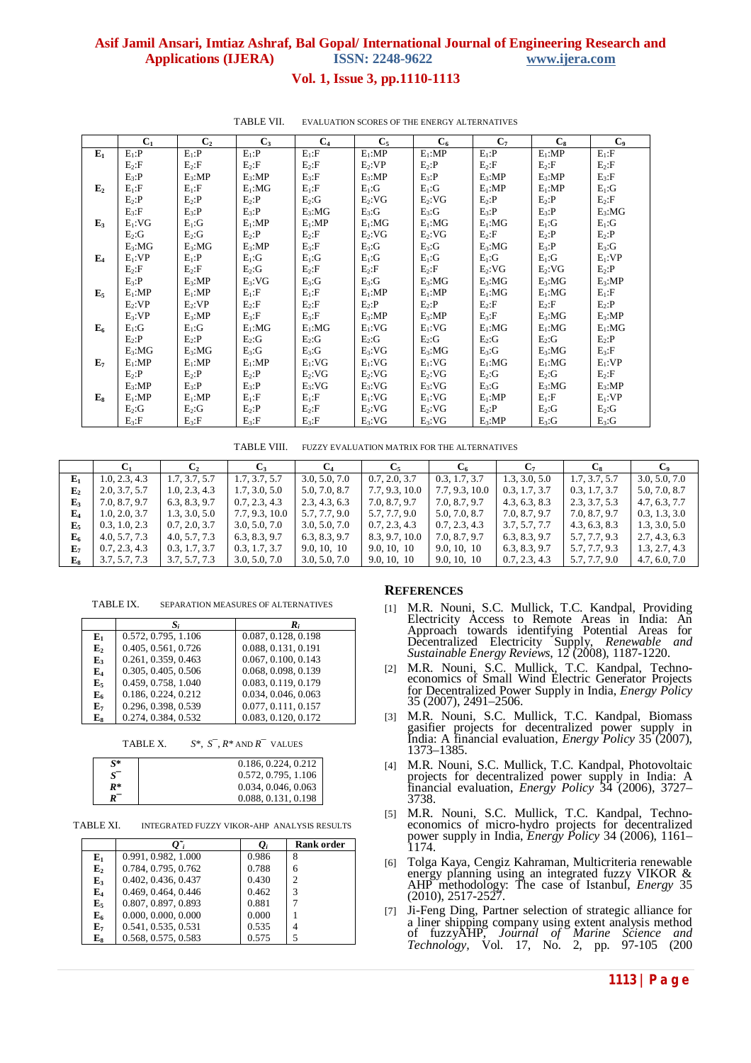TABLE VII. EVALUATION SCORES OF THE ENERGY ALTERNATIVES

| | $C_1$ | $C_2$ | $C_3$ | $C_4$ | $C_5$ | $C_6$ | $C_7$ | $C_8$ | $C_9$ |
|---|---|---|---|---|---|---|---|---|---|
| $E_1$ | $E_1$:P | $E_1$:P | $E_1$:P | $E_1$:F | $E_1$:MP | $E_1$:MP | $E_1$:P | $E_1$:MP | $E_1$:F |
| | $E_2$:F | $E_2$:F | $E_2$:F | $E_2$:F | $E_2$:VP | $E_2$:P | $E_2$:F | $E_2$:F | $E_2$:F |
| | $E_3$:P | $E_3$:MP | $E_3$:MP | $E_3$:F | $E_3$:MP | $E_3$:P | $E_3$:MP | $E_3$:MP | $E_3$:F |
| $E_2$ | $E_1$:F | $E_1$:F | $E_1$:MG | $E_1$:F | $E_1$:G | $E_1$:G | $E_1$:MP | $E_1$:MP | $E_1$:G |
| | $E_2$:P | $E_2$:P | $E_2$:P | $E_2$:G | $E_2$:VG | $E_2$:VG | $E_2$:P | $E_2$:P | $E_2$:F |
| | $E_3$:F | $E_3$:P | $E_3$:P | $E_3$:MG | $E_3$:G | $E_3$:G | $E_3$:P | $E_3$:P | $E_3$:MG |
| $E_3$ | $E_1$:VG | $E_1$:G | $E_1$:MP | $E_1$:MP | $E_1$:MG | $E_1$:MG | $E_1$:MG | $E_1$:G | $E_1$:G |
| | $E_2$:G | $E_2$:G | $E_2$:P | $E_2$:F | $E_2$:VG | $E_2$:VG | $E_2$:F | $E_2$:P | $E_2$:P |
| | $E_3$:MG | $E_3$:MG | $E_3$:MP | $E_3$:F | $E_3$:G | $E_3$:G | $E_3$:MG | $E_3$:P | $E_3$:G |
| $E_4$ | $E_1$:VP | $E_1$:P | $E_1$:G | $E_1$:G | $E_1$:G | $E_1$:G | $E_1$:G | $E_1$:G | $E_1$:VP |
| | $E_2$:F | $E_2$:F | $E_2$:G | $E_2$:F | $E_2$:F | $E_2$:F | $E_2$:VG | $E_2$:VG | $E_2$:P |
| | $E_3$:P | $E_3$:MP | $E_3$:VG | $E_3$:G | $E_3$:G | $E_3$:MG | $E_3$:MG | $E_3$:MG | $E_3$:MP |
| $E_5$ | $E_1$:MP | $E_1$:MP | $E_1$:F | $E_1$:F | $E_1$:MP | $E_1$:MP | $E_1$:MG | $E_1$:MG | $E_1$:F |
| | $E_2$:VP | $E_2$:VP | $E_2$:F | $E_2$:F | $E_2$:P | $E_2$:P | $E_2$:F | $E_2$:F | $E_2$:P |
| | $E_3$:VP | $E_3$:MP | $E_3$:F | $E_3$:F | $E_3$:MP | $E_3$:MP | $E_3$:F | $E_3$:MG | $E_3$:MP |
| $E_6$ | $E_1$:G | $E_1$:G | $E_1$:MG | $E_1$:MG | $E_1$:VG | $E_1$:VG | $E_1$:MG | $E_1$:MG | $E_1$:MG |
| | $E_2$:P | $E_2$:P | $E_2$:G | $E_2$:G | $E_2$:G | $E_2$:G | $E_2$:G | $E_2$:G | $E_2$:P |
| | $E_3$:MG | $E_3$:MG | $E_3$:G | $E_3$:G | $E_3$:VG | $E_3$:MG | $E_3$:G | $E_3$:MG | $E_3$:F |
| $E_7$ | $E_1$:MP | $E_1$:MP | $E_1$:MP | $E_1$:VG | $E_1$:VG | $E_1$:VG | $E_1$:MG | $E_1$:MG | $E_1$:VP |
| | $E_2$:P | $E_2$:P | $E_2$:P | $E_2$:VG | $E_2$:VG | $E_2$:VG | $E_2$:G | $E_2$:G | $E_2$:F |
| | $E_3$:MP | $E_3$:P | $E_3$:P | $E_3$:VG | $E_3$:VG | $E_3$:VG | $E_3$:G | $E_3$:MG | $E_3$:MP |
| $E_8$ | $E_1$:MP | $E_1$:MP | $E_1$:F | $E_1$:F | $E_1$:VG | $E_1$:VG | $E_1$:MP | $E_1$:F | $E_1$:VP |
| | $E_2$:G | $E_2$:G | $E_2$:P | $E_2$:F | $E_2$:VG | $E_2$:VG | $E_2$:P | $E_2$:G | $E_2$:G |
| | $E_3$:F | $E_3$:F | $E_3$:F | $E_3$:F | $E_3$:VG | $E_3$:VG | $E_3$:MP | $E_3$:G | $E_3$:G |

TABLE VIII. FUZZY EVALUATION MATRIX FOR THE ALTERNATIVES

| | $C_1$ | $C_2$ | $C_3$ | $C_4$ | $C_5$ | $C_6$ | $C_7$ | $C_8$ | $C_9$ |
|---|---|---|---|---|---|---|---|---|---|
| $E_1$ | 1.0, 2.3, 4.3 | 1.7, 3.7, 5.7 | 1.7, 3.7, 5.7 | 3.0, 5.0, 7.0 | 0.7, 2.0, 3.7 | 0.3, 1.7, 3.7 | 1.3, 3.0, 5.0 | 1.7, 3.7, 5.7 | 3.0, 5.0, 7.0 |
| $E_2$ | 2.0, 3.7, 5.7 | 1.0, 2.3, 4.3 | 1.7, 3.0, 5.0 | 5.0, 7.0, 8.7 | 7.7, 9.3, 10.0 | 7.7, 9.3, 10.0 | 0.3, 1.7, 3.7 | 0.3, 1.7, 3.7 | 5.0, 7.0, 8.7 |
| $E_3$ | 7.0, 8.7, 9.7 | 6.3, 8.3, 9.7 | 0.7, 2.3, 4.3 | 2.3, 4.3, 6.3 | 7.0, 8.7, 9.7 | 7.0, 8.7, 9.7 | 4.3, 6.3, 8.3 | 2.3, 3.7, 5.3 | 4.7, 6.3, 7.7 |
| $E_4$ | 1.0, 2.0, 3.7 | 1.3, 3.0, 5.0 | 7.7, 9.3, 10.0 | 5.7, 7.7, 9.0 | 5.7, 7.7, 9.0 | 5.0, 7.0, 8.7 | 7.0, 8.7, 9.7 | 7.0, 8.7, 9.7 | 0.3, 1.3, 3.0 |
| $E_5$ | 0.3, 1.0, 2.3 | 0.7, 2.0, 3.7 | 3.0, 5.0, 7.0 | 3.0, 5.0, 7.0 | 0.7, 2.3, 4.3 | 0.7, 2.3, 4.3 | 3.7, 5.7, 7.7 | 4.3, 6.3, 8.3 | 1.3, 3.0, 5.0 |
| $E_6$ | 4.0, 5.7, 7.3 | 4.0, 5.7, 7.3 | 6.3, 8.3, 9.7 | 6.3, 8.3, 9.7 | 8.3, 9.7, 10.0 | 7.0, 8.7, 9.7 | 6.3, 8.3, 9.7 | 5.7, 7.7, 9.3 | 2.7, 4.3, 6.3 |
| $E_7$ | 0.7, 2.3, 4.3 | 0.3, 1.7, 3.7 | 0.3, 1.7, 3.7 | 9.0, 10, 10 | 9.0, 10, 10 | 9.0, 10, 10 | 6.3, 8.3, 9.7 | 5.7, 7.7, 9.3 | 1.3, 2.7, 4.3 |
| $E_8$ | 3.7, 5.7, 7.3 | 3.7, 5.7, 7.3 | 3.0, 5.0, 7.0 | 3.0, 5.0, 7.0 | 9.0, 10, 10 | 9.0, 10, 10 | 0.7, 2.3, 4.3 | 5.7, 7.7, 9.0 | 4.7, 6.0, 7.0 |

TABLE IX. SEPARATION MEASURES OF ALTERNATIVES

| | $S_i$ | $R_i$ |
|---|---|---|
| $E_1$ | 0.572, 0.795, 1.106 | 0.087, 0.128, 0.198 |
| $E_2$ | 0.405, 0.561, 0.726 | 0.088, 0.131, 0.191 |
| $E_3$ | 0.261, 0.359, 0.463 | 0.067, 0.100, 0.143 |
| $E_4$ | 0.305, 0.405, 0.506 | 0.068, 0.098, 0.139 |
| $E_5$ | 0.459, 0.758, 1.040 | 0.083, 0.119, 0.179 |
| $E_6$ | 0.186, 0.224, 0.212 | 0.034, 0.046, 0.063 |
| $E_7$ | 0.296, 0.398, 0.539 | 0.077, 0.111, 0.157 |
| $E_8$ | 0.274, 0.384, 0.532 | 0.083, 0.120, 0.172 |

TABLE X. $S^*$, $S^-$, $R^*$ AND $R^-$ VALUES

| | |
|---|---|
| $S^*$ | 0.186, 0.224, 0.212 |
| $S^-$ | 0.572, 0.795, 1.106 |
| $R^*$ | 0.034, 0.046, 0.063 |
| $R^-$ | 0.088, 0.131, 0.198 |

TABLE XI. INTEGRATED FUZZY VIKOR-AHP ANALYSIS RESULTS

| | $\tilde{Q}_i$ | $Q_i$ | Rank order |
|---|---|---|---|
| $E_1$ | 0.991, 0.982, 1.000 | 0.986 | 8 |
| $E_2$ | 0.784, 0.795, 0.762 | 0.788 | 6 |
| $E_3$ | 0.402, 0.436, 0.437 | 0.430 | 2 |
| $E_4$ | 0.469, 0.464, 0.446 | 0.462 | 3 |
| $E_5$ | 0.807, 0.897, 0.893 | 0.881 | 7 |
| $E_6$ | 0.000, 0.000, 0.000 | 0.000 | 1 |
| $E_7$ | 0.541, 0.535, 0.531 | 0.535 | 4 |
| $E_8$ | 0.568, 0.575, 0.583 | 0.575 | 5 |

## REFERENCES

[1] M.R. Nouni, S.C. Mullick, T.C. Kandpal, Providing Electricity Access to Remote Areas in India: An Approach towards identifying Potential Areas for Decentralized Electricity Supply, *Renewable and Sustainable Energy Reviews*, 12 (2008), 1187-1220.

[2] M.R. Nouni, S.C. Mullick, T.C. Kandpal, Techno-economics of Small Wind Electric Generator Projects for Decentralized Power Supply in India, *Energy Policy* 35 (2007), 2491–2506.

[3] M.R. Nouni, S.C. Mullick, T.C. Kandpal, Biomass gasifier projects for decentralized power supply in India: A financial evaluation, *Energy Policy* 35 (2007), 1373–1385.

[4] M.R. Nouni, S.C. Mullick, T.C. Kandpal, Photovoltaic projects for decentralized power supply in India: A financial evaluation, *Energy Policy* 34 (2006), 3727–3738.

[5] M.R. Nouni, S.C. Mullick, T.C. Kandpal, Techno-economics of micro-hydro projects for decentralized power supply in India, *Energy Policy* 34 (2006), 1161–1174.

[6] Tolga Kaya, Cengiz Kahraman, Multicriteria renewable energy planning using an integrated fuzzy VIKOR & AHP methodology: The case of Istanbul, *Energy* 35 (2010), 2517-2527.

[7] Ji-Feng Ding, Partner selection of strategic alliance for a liner shipping company using extent analysis method of fuzzyAHP, *Journal of Marine Science and Technology*, Vol. 17, No. 2, pp. 97-105 (200